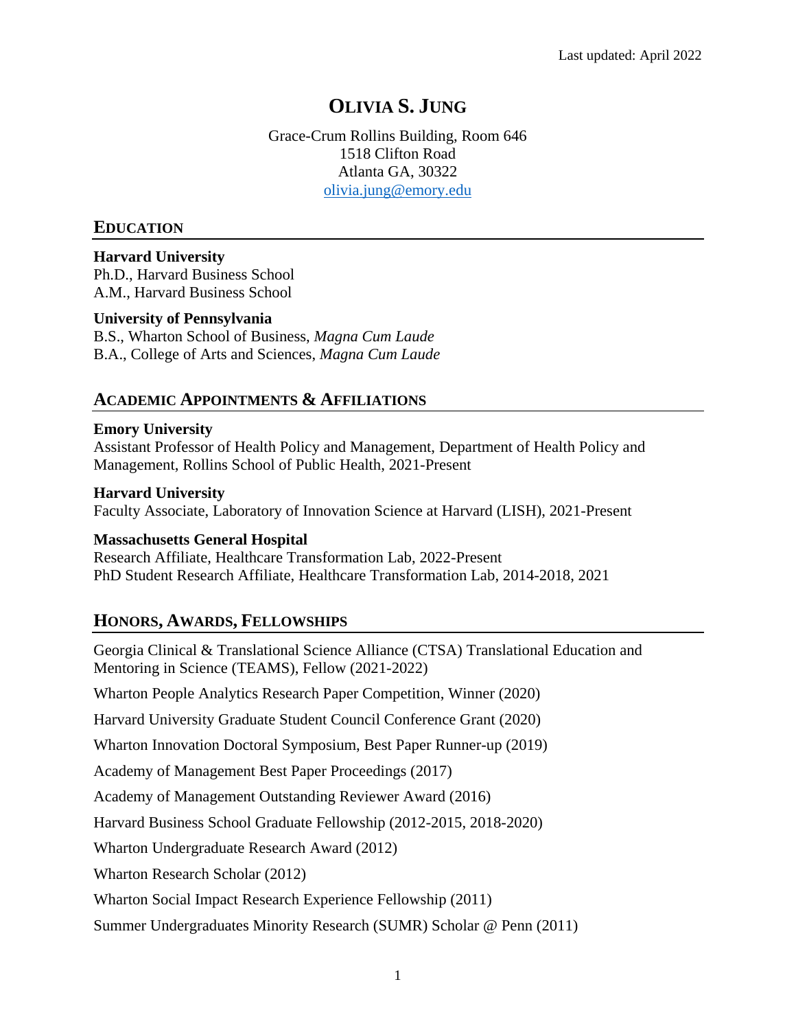Last updated: April 2022

# OLIVIA S. JUNG

Grace-Crum Rollins Building, Room 646
1518 Clifton Road
Atlanta GA, 30322
olivia.jung@emory.edu

## EDUCATION

**Harvard University**
Ph.D., Harvard Business School
A.M., Harvard Business School

**University of Pennsylvania**
B.S., Wharton School of Business, *Magna Cum Laude*
B.A., College of Arts and Sciences, *Magna Cum Laude*

## ACADEMIC APPOINTMENTS & AFFILIATIONS

**Emory University**
Assistant Professor of Health Policy and Management, Department of Health Policy and Management, Rollins School of Public Health, 2021-Present

**Harvard University**
Faculty Associate, Laboratory of Innovation Science at Harvard (LISH), 2021-Present

**Massachusetts General Hospital**
Research Affiliate, Healthcare Transformation Lab, 2022-Present
PhD Student Research Affiliate, Healthcare Transformation Lab, 2014-2018, 2021

## HONORS, AWARDS, FELLOWSHIPS

Georgia Clinical & Translational Science Alliance (CTSA) Translational Education and Mentoring in Science (TEAMS), Fellow (2021-2022)

Wharton People Analytics Research Paper Competition, Winner (2020)

Harvard University Graduate Student Council Conference Grant (2020)

Wharton Innovation Doctoral Symposium, Best Paper Runner-up (2019)

Academy of Management Best Paper Proceedings (2017)

Academy of Management Outstanding Reviewer Award (2016)

Harvard Business School Graduate Fellowship (2012-2015, 2018-2020)

Wharton Undergraduate Research Award (2012)

Wharton Research Scholar (2012)

Wharton Social Impact Research Experience Fellowship (2011)

Summer Undergraduates Minority Research (SUMR) Scholar @ Penn (2011)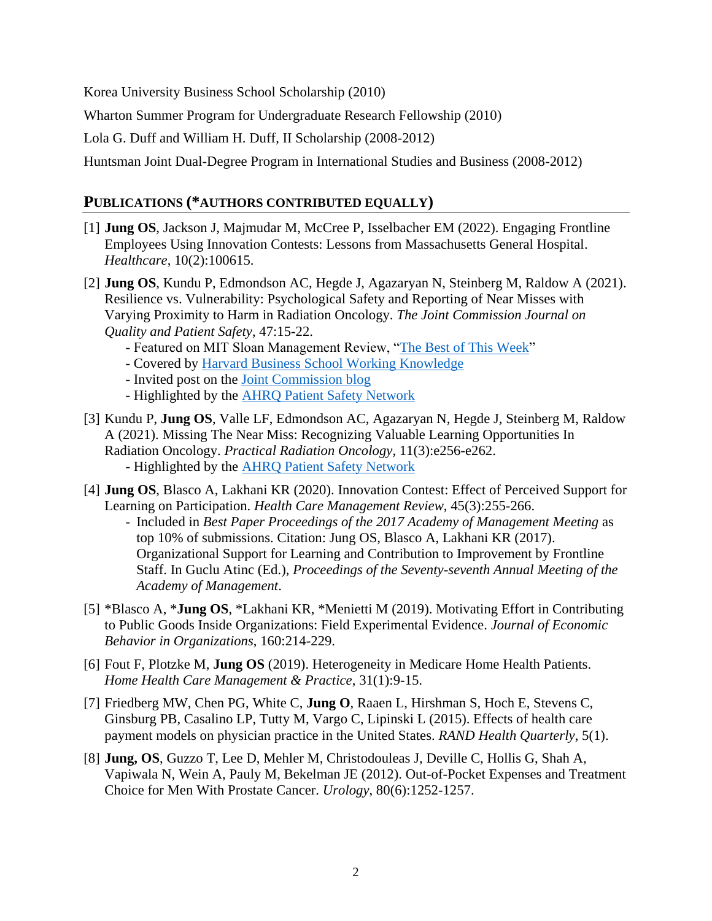Korea University Business School Scholarship (2010)

Wharton Summer Program for Undergraduate Research Fellowship (2010)

Lola G. Duff and William H. Duff, II Scholarship (2008-2012)

Huntsman Joint Dual-Degree Program in International Studies and Business (2008-2012)

## PUBLICATIONS (*AUTHORS CONTRIBUTED EQUALLY)

[1] **Jung OS**, Jackson J, Majmudar M, McCree P, Isselbacher EM (2022). Engaging Frontline Employees Using Innovation Contests: Lessons from Massachusetts General Hospital. *Healthcare*, 10(2):100615.

[2] **Jung OS**, Kundu P, Edmondson AC, Hegde J, Agazaryan N, Steinberg M, Raldow A (2021). Resilience vs. Vulnerability: Psychological Safety and Reporting of Near Misses with Varying Proximity to Harm in Radiation Oncology. *The Joint Commission Journal on Quality and Patient Safety*, 47:15-22.
- Featured on MIT Sloan Management Review, "The Best of This Week"
- Covered by Harvard Business School Working Knowledge
- Invited post on the Joint Commission blog
- Highlighted by the AHRQ Patient Safety Network

[3] Kundu P, **Jung OS**, Valle LF, Edmondson AC, Agazaryan N, Hegde J, Steinberg M, Raldow A (2021). Missing The Near Miss: Recognizing Valuable Learning Opportunities In Radiation Oncology. *Practical Radiation Oncology*, 11(3):e256-e262.
- Highlighted by the AHRQ Patient Safety Network

[4] **Jung OS**, Blasco A, Lakhani KR (2020). Innovation Contest: Effect of Perceived Support for Learning on Participation. *Health Care Management Review*, 45(3):255-266.
- Included in *Best Paper Proceedings of the 2017 Academy of Management Meeting* as top 10% of submissions. Citation: Jung OS, Blasco A, Lakhani KR (2017). Organizational Support for Learning and Contribution to Improvement by Frontline Staff. In Guclu Atinc (Ed.), *Proceedings of the Seventy-seventh Annual Meeting of the Academy of Management*.

[5] *Blasco A, ***Jung OS**, *Lakhani KR, *Menietti M (2019). Motivating Effort in Contributing to Public Goods Inside Organizations: Field Experimental Evidence. *Journal of Economic Behavior in Organizations*, 160:214-229.

[6] Fout F, Plotzke M, **Jung OS** (2019). Heterogeneity in Medicare Home Health Patients. *Home Health Care Management & Practice*, 31(1):9-15.

[7] Friedberg MW, Chen PG, White C, **Jung O**, Raaen L, Hirshman S, Hoch E, Stevens C, Ginsburg PB, Casalino LP, Tutty M, Vargo C, Lipinski L (2015). Effects of health care payment models on physician practice in the United States. *RAND Health Quarterly*, 5(1).

[8] **Jung, OS**, Guzzo T, Lee D, Mehler M, Christodouleas J, Deville C, Hollis G, Shah A, Vapiwala N, Wein A, Pauly M, Bekelman JE (2012). Out-of-Pocket Expenses and Treatment Choice for Men With Prostate Cancer. *Urology*, 80(6):1252-1257.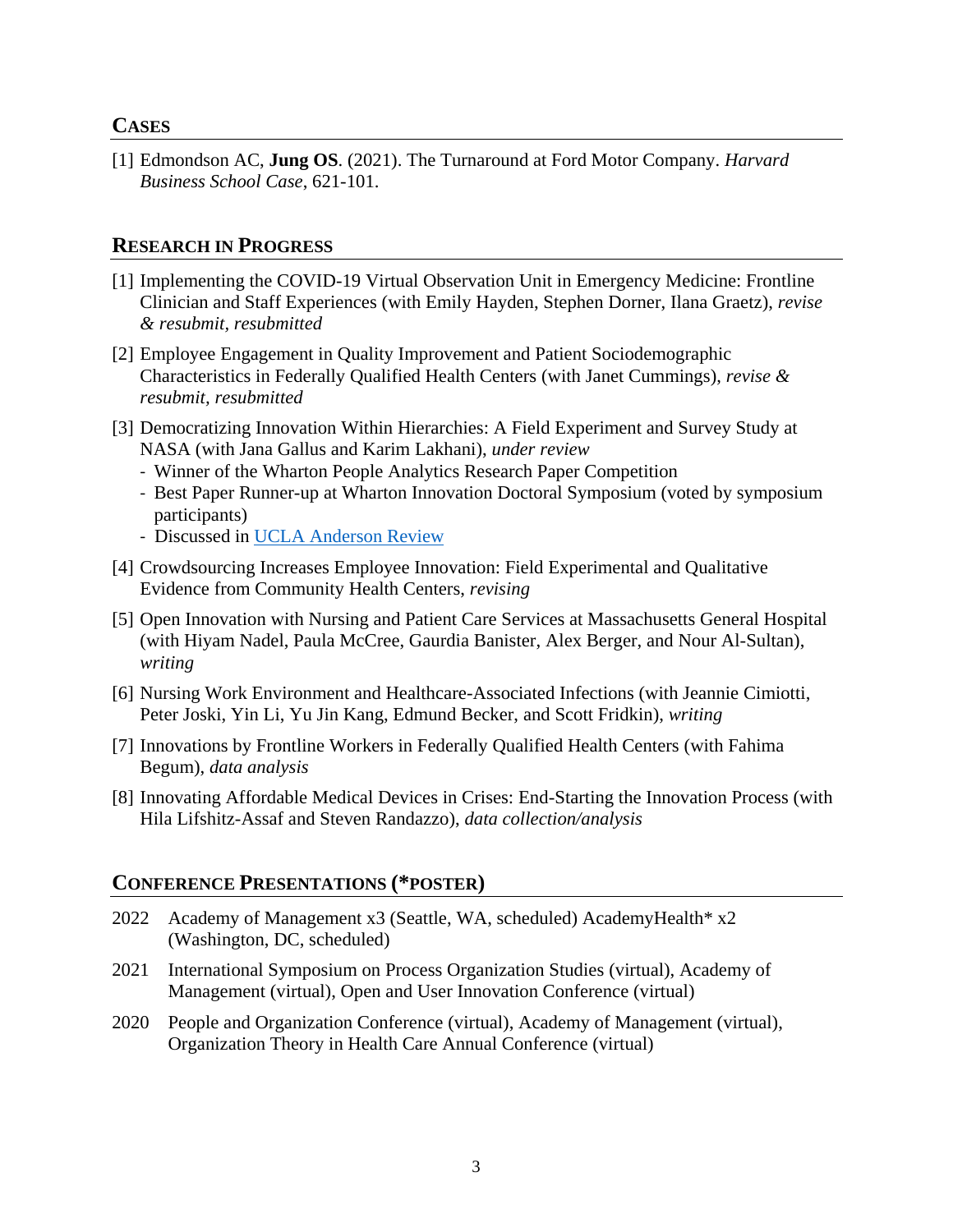## CASES

[1] Edmondson AC, **Jung OS**. (2021). The Turnaround at Ford Motor Company. *Harvard Business School Case*, 621-101.

## RESEARCH IN PROGRESS

[1] Implementing the COVID-19 Virtual Observation Unit in Emergency Medicine: Frontline Clinician and Staff Experiences (with Emily Hayden, Stephen Dorner, Ilana Graetz), *revise & resubmit, resubmitted*

[2] Employee Engagement in Quality Improvement and Patient Sociodemographic Characteristics in Federally Qualified Health Centers (with Janet Cummings), *revise & resubmit, resubmitted*

[3] Democratizing Innovation Within Hierarchies: A Field Experiment and Survey Study at NASA (with Jana Gallus and Karim Lakhani), *under review*
- Winner of the Wharton People Analytics Research Paper Competition
- Best Paper Runner-up at Wharton Innovation Doctoral Symposium (voted by symposium participants)
- Discussed in UCLA Anderson Review

[4] Crowdsourcing Increases Employee Innovation: Field Experimental and Qualitative Evidence from Community Health Centers, *revising*

[5] Open Innovation with Nursing and Patient Care Services at Massachusetts General Hospital (with Hiyam Nadel, Paula McCree, Gaurdia Banister, Alex Berger, and Nour Al-Sultan), *writing*

[6] Nursing Work Environment and Healthcare-Associated Infections (with Jeannie Cimiotti, Peter Joski, Yin Li, Yu Jin Kang, Edmund Becker, and Scott Fridkin), *writing*

[7] Innovations by Frontline Workers in Federally Qualified Health Centers (with Fahima Begum), *data analysis*

[8] Innovating Affordable Medical Devices in Crises: End-Starting the Innovation Process (with Hila Lifshitz-Assaf and Steven Randazzo), *data collection/analysis*

## CONFERENCE PRESENTATIONS (*POSTER)

2022 Academy of Management x3 (Seattle, WA, scheduled) AcademyHealth* x2 (Washington, DC, scheduled)

2021 International Symposium on Process Organization Studies (virtual), Academy of Management (virtual), Open and User Innovation Conference (virtual)

2020 People and Organization Conference (virtual), Academy of Management (virtual), Organization Theory in Health Care Annual Conference (virtual)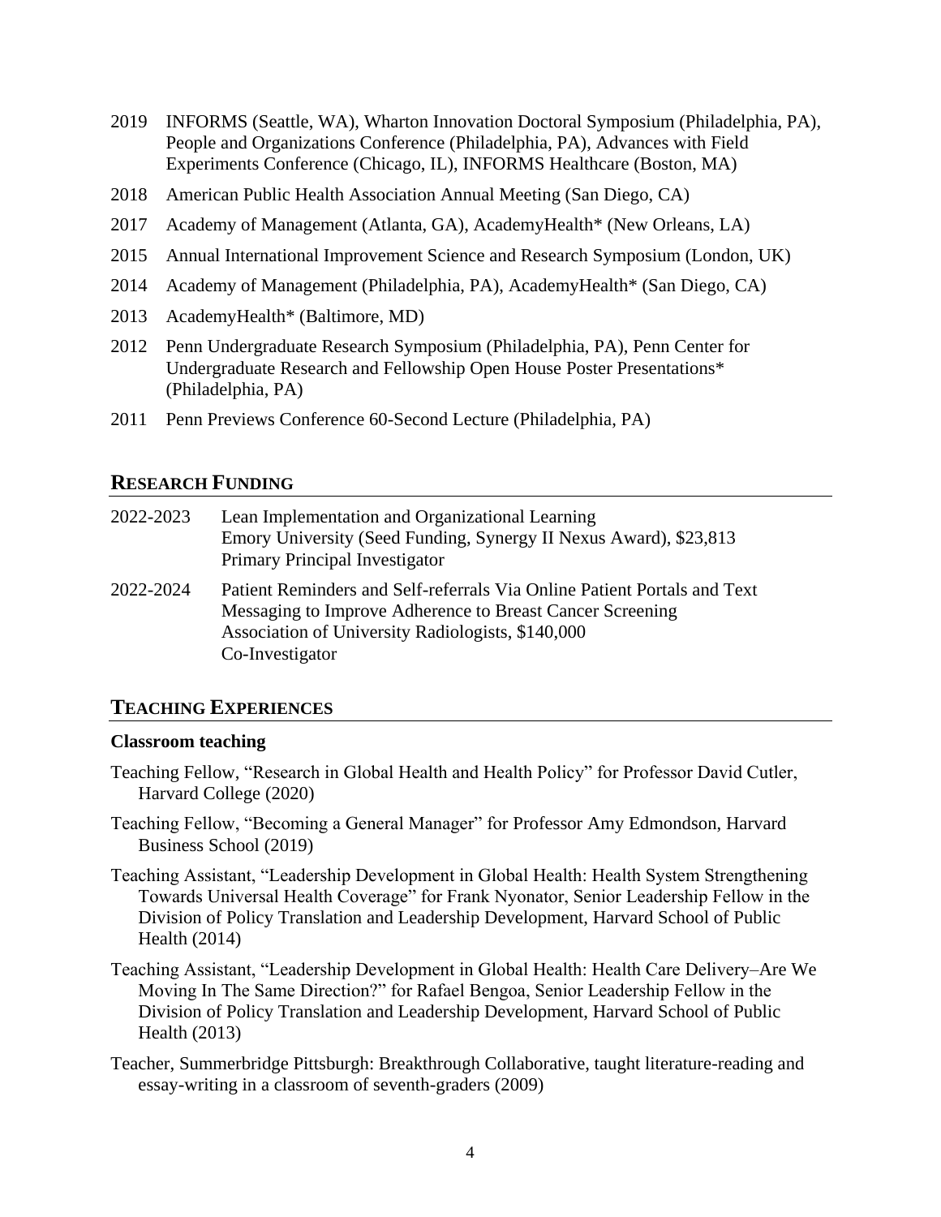2019 INFORMS (Seattle, WA), Wharton Innovation Doctoral Symposium (Philadelphia, PA), People and Organizations Conference (Philadelphia, PA), Advances with Field Experiments Conference (Chicago, IL), INFORMS Healthcare (Boston, MA)

2018 American Public Health Association Annual Meeting (San Diego, CA)

2017 Academy of Management (Atlanta, GA), AcademyHealth* (New Orleans, LA)

2015 Annual International Improvement Science and Research Symposium (London, UK)

2014 Academy of Management (Philadelphia, PA), AcademyHealth* (San Diego, CA)

2013 AcademyHealth* (Baltimore, MD)

2012 Penn Undergraduate Research Symposium (Philadelphia, PA), Penn Center for Undergraduate Research and Fellowship Open House Poster Presentations* (Philadelphia, PA)

2011 Penn Previews Conference 60-Second Lecture (Philadelphia, PA)

## RESEARCH FUNDING

2022-2023 Lean Implementation and Organizational Learning
Emory University (Seed Funding, Synergy II Nexus Award), $23,813
Primary Principal Investigator

2022-2024 Patient Reminders and Self-referrals Via Online Patient Portals and Text Messaging to Improve Adherence to Breast Cancer Screening
Association of University Radiologists, $140,000
Co-Investigator

## TEACHING EXPERIENCES

**Classroom teaching**

Teaching Fellow, "Research in Global Health and Health Policy" for Professor David Cutler, Harvard College (2020)

Teaching Fellow, "Becoming a General Manager" for Professor Amy Edmondson, Harvard Business School (2019)

Teaching Assistant, "Leadership Development in Global Health: Health System Strengthening Towards Universal Health Coverage" for Frank Nyonator, Senior Leadership Fellow in the Division of Policy Translation and Leadership Development, Harvard School of Public Health (2014)

Teaching Assistant, "Leadership Development in Global Health: Health Care Delivery–Are We Moving In The Same Direction?" for Rafael Bengoa, Senior Leadership Fellow in the Division of Policy Translation and Leadership Development, Harvard School of Public Health (2013)

Teacher, Summerbridge Pittsburgh: Breakthrough Collaborative, taught literature-reading and essay-writing in a classroom of seventh-graders (2009)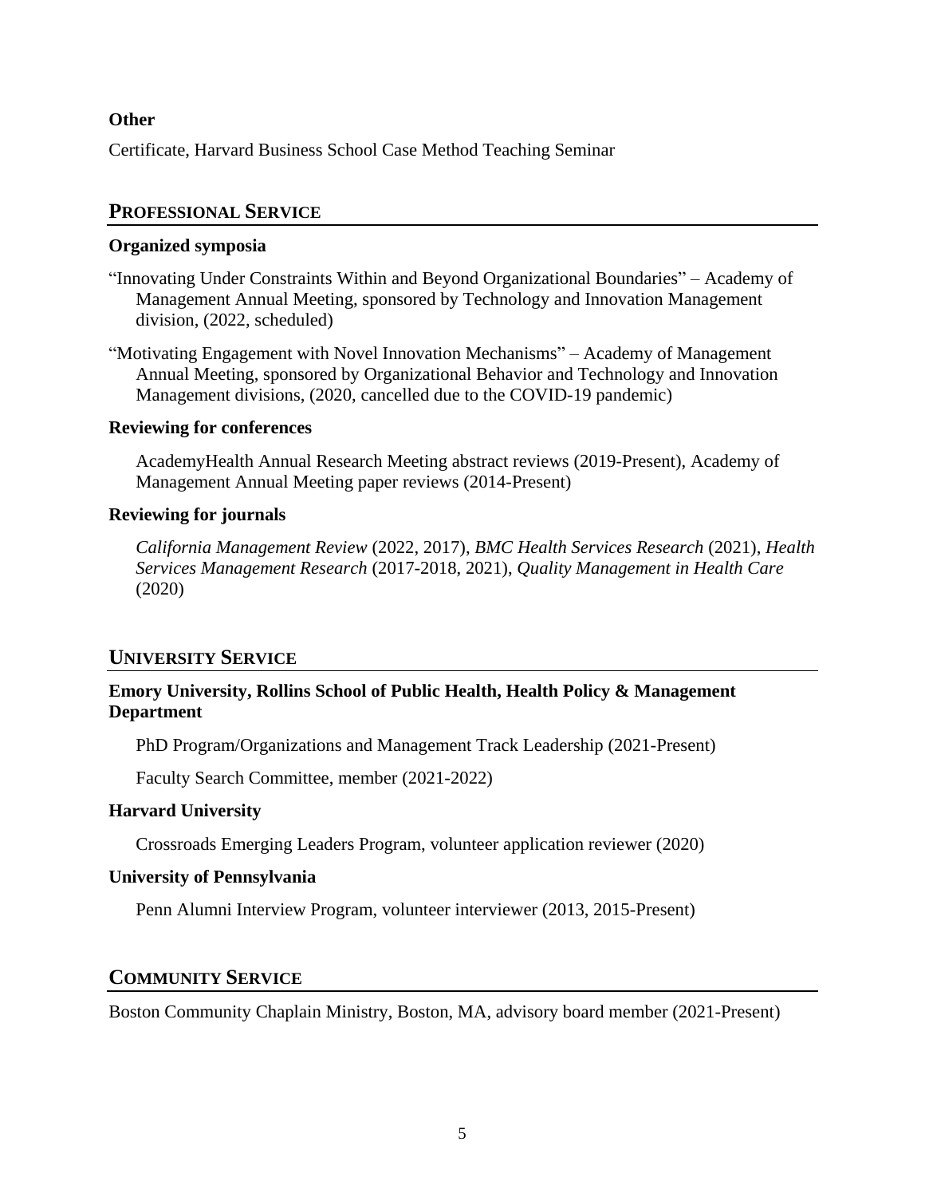### Other

Certificate, Harvard Business School Case Method Teaching Seminar

## PROFESSIONAL SERVICE

### Organized symposia

"Innovating Under Constraints Within and Beyond Organizational Boundaries" – Academy of Management Annual Meeting, sponsored by Technology and Innovation Management division, (2022, scheduled)

"Motivating Engagement with Novel Innovation Mechanisms" – Academy of Management Annual Meeting, sponsored by Organizational Behavior and Technology and Innovation Management divisions, (2020, cancelled due to the COVID-19 pandemic)

### Reviewing for conferences

AcademyHealth Annual Research Meeting abstract reviews (2019-Present), Academy of Management Annual Meeting paper reviews (2014-Present)

### Reviewing for journals

*California Management Review* (2022, 2017), *BMC Health Services Research* (2021), *Health Services Management Research* (2017-2018, 2021), *Quality Management in Health Care* (2020)

## UNIVERSITY SERVICE

### Emory University, Rollins School of Public Health, Health Policy & Management Department

PhD Program/Organizations and Management Track Leadership (2021-Present)

Faculty Search Committee, member (2021-2022)

### Harvard University

Crossroads Emerging Leaders Program, volunteer application reviewer (2020)

### University of Pennsylvania

Penn Alumni Interview Program, volunteer interviewer (2013, 2015-Present)

## COMMUNITY SERVICE

Boston Community Chaplain Ministry, Boston, MA, advisory board member (2021-Present)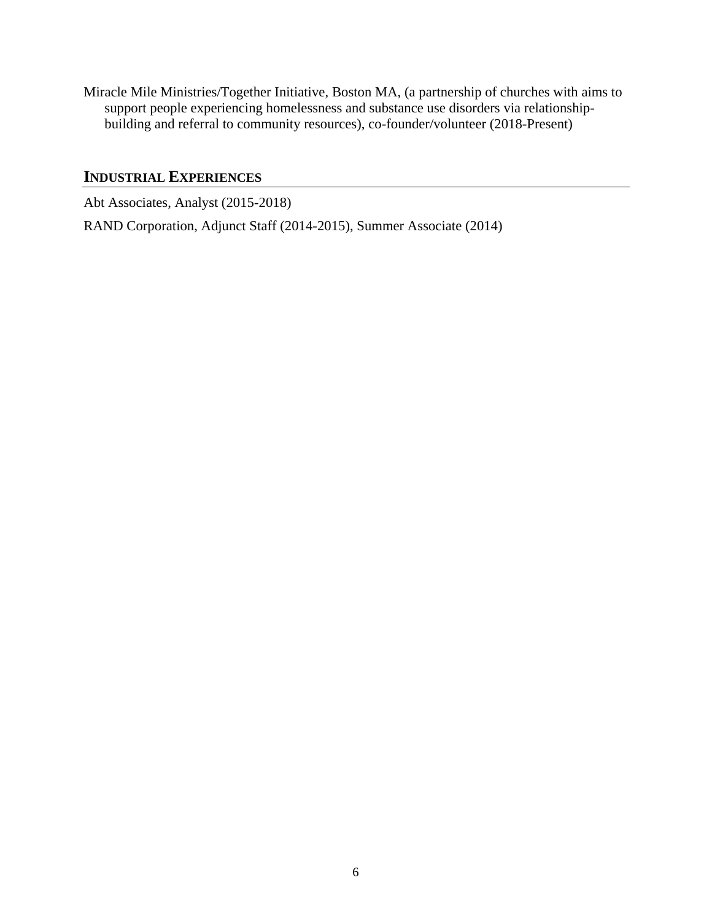Miracle Mile Ministries/Together Initiative, Boston MA, (a partnership of churches with aims to support people experiencing homelessness and substance use disorders via relationship-building and referral to community resources), co-founder/volunteer (2018-Present)

## INDUSTRIAL EXPERIENCES

Abt Associates, Analyst (2015-2018)

RAND Corporation, Adjunct Staff (2014-2015), Summer Associate (2014)